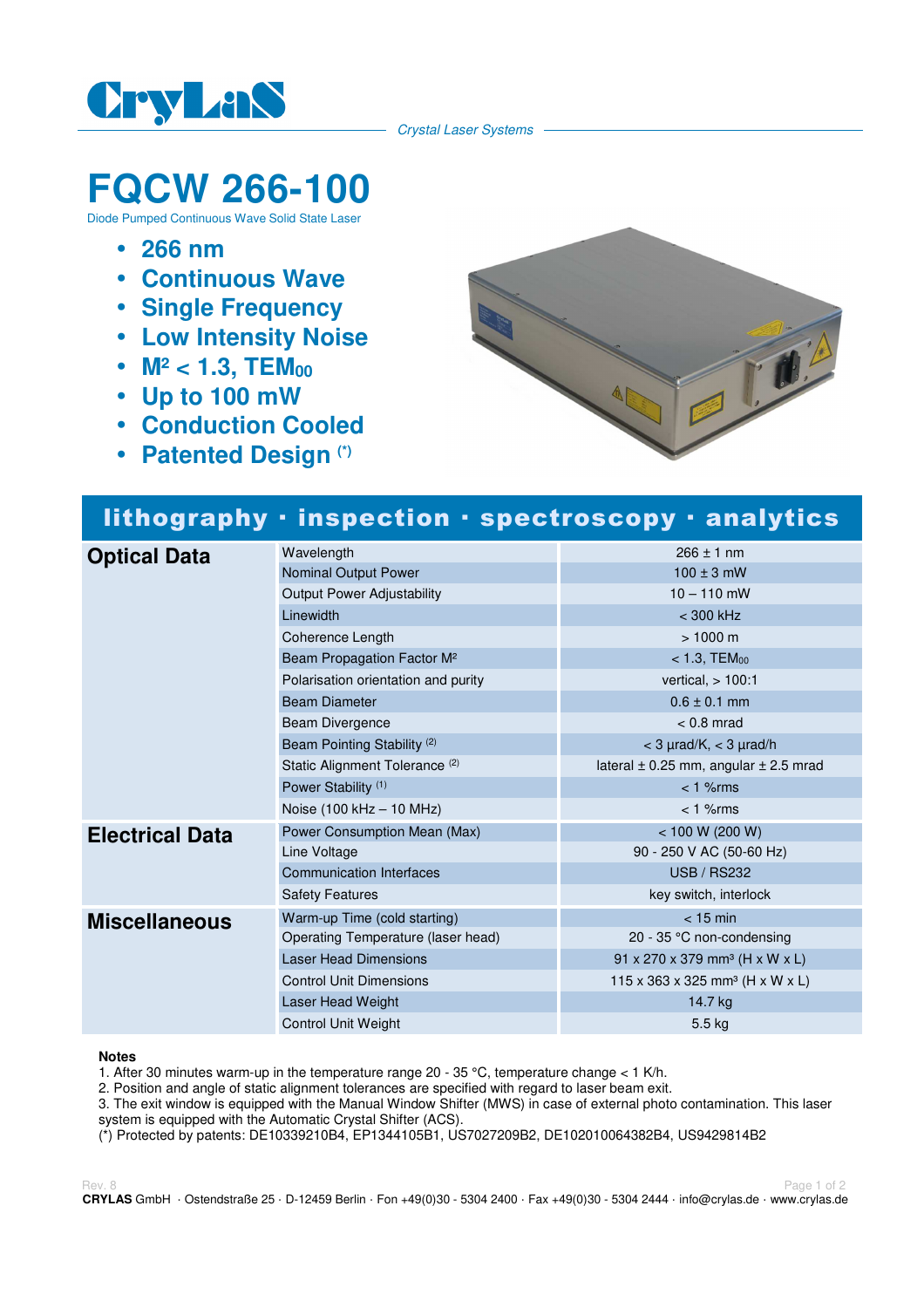CryLaS

*Crystal Laser Systems*

# FQCW 266-100

Diode Pumped Continuous Wave Solid State Laser

- **266 nm**
- **Continuous Wave**
- **Single Frequency**
- **Low Intensity Noise**
- **$M^2 < 1.3$, $TEM_{00}$**
- **Up to 100 mW**
- **Conduction Cooled**
- **Patented Design (*)**

**lithography · inspection · spectroscopy · analytics**

| | | |
|---|---|---|
| **Optical Data** | Wavelength | 266 ± 1 nm |
| | Nominal Output Power | 100 ± 3 mW |
| | Output Power Adjustability | 10 – 110 mW |
| | Linewidth | < 300 kHz |
| | Coherence Length | > 1000 m |
| | Beam Propagation Factor $M^2$ | < 1.3, $TEM_{00}$ |
| | Polarisation orientation and purity | vertical, > 100:1 |
| | Beam Diameter | 0.6 ± 0.1 mm |
| | Beam Divergence | < 0.8 mrad |
| | Beam Pointing Stability (2) | < 3 µrad/K, < 3 µrad/h |
| | Static Alignment Tolerance (2) | lateral ± 0.25 mm, angular ± 2.5 mrad |
| | Power Stability (1) | < 1 %rms |
| | Noise (100 kHz – 10 MHz) | < 1 %rms |
| **Electrical Data** | Power Consumption Mean (Max) | < 100 W (200 W) |
| | Line Voltage | 90 - 250 V AC (50-60 Hz) |
| | Communication Interfaces | USB / RS232 |
| | Safety Features | key switch, interlock |
| **Miscellaneous** | Warm-up Time (cold starting) | < 15 min |
| | Operating Temperature (laser head) | 20 - 35 °C non-condensing |
| | Laser Head Dimensions | 91 x 270 x 379 mm³ (H x W x L) |
| | Control Unit Dimensions | 115 x 363 x 325 mm³ (H x W x L) |
| | Laser Head Weight | 14.7 kg |
| | Control Unit Weight | 5.5 kg |

**Notes**

1. After 30 minutes warm-up in the temperature range 20 - 35 °C, temperature change < 1 K/h.
2. Position and angle of static alignment tolerances are specified with regard to laser beam exit.
3. The exit window is equipped with the Manual Window Shifter (MWS) in case of external photo contamination. This laser system is equipped with the Automatic Crystal Shifter (ACS).

(*) Protected by patents: DE10339210B4, EP1344105B1, US7027209B2, DE102010064382B4, US9429814B2

Rev. 8

**CRYLAS** GmbH · Ostendstraße 25 · D-12459 Berlin · Fon +49(0)30 - 5304 2400 · Fax +49(0)30 - 5304 2444 · info@crylas.de · www.crylas.de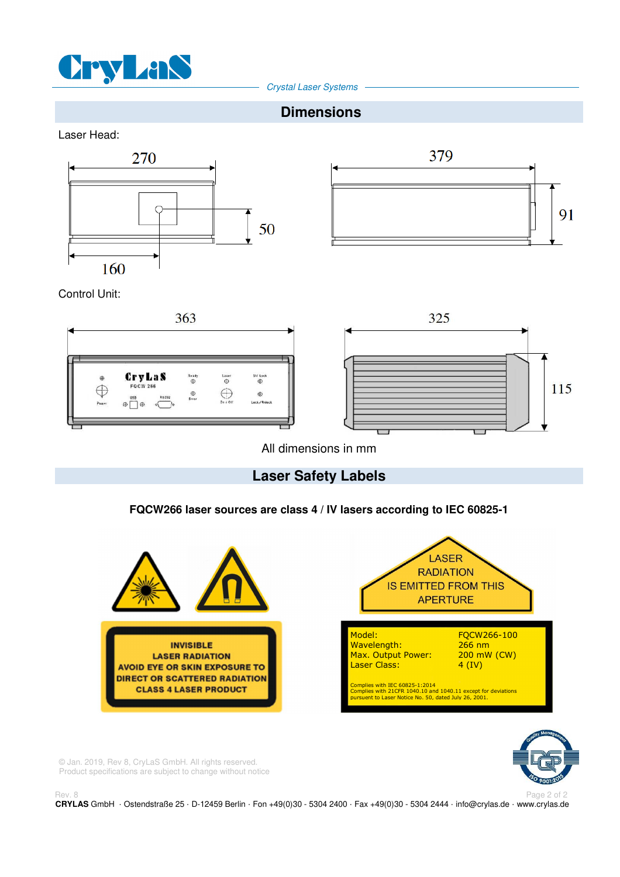## Dimensions

Laser Head:

270

160

50

379

91

Control Unit:

363

325

115

All dimensions in mm

## Laser Safety Labels

**FQCW266 laser sources are class 4 / IV lasers according to IEC 60825-1**

INVISIBLE
LASER RADIATION
AVOID EYE OR SKIN EXPOSURE TO
DIRECT OR SCATTERED RADIATION
CLASS 4 LASER PRODUCT

LASER
RADIATION
IS EMITTED FROM THIS
APERTURE

| | |
|---|---|
| Model: | FQCW266-100 |
| Wavelength: | 266 nm |
| Max. Output Power: | 200 mW (CW) |
| Laser Class: | 4 (IV) |

Complies with IEC 60825-1:2014
Complies with 21CFR 1040.10 and 1040.11 except for deviations pursuant to Laser Notice No. 50, dated July 26, 2001.

© Jan. 2019, Rev 8, CryLaS GmbH. All rights reserved.
Product specifications are subject to change without notice

**CRYLAS** GmbH · Ostendstraße 25 · D-12459 Berlin · Fon +49(0)30 - 5304 2400 · Fax +49(0)30 - 5304 2444 · info@crylas.de · www.crylas.de